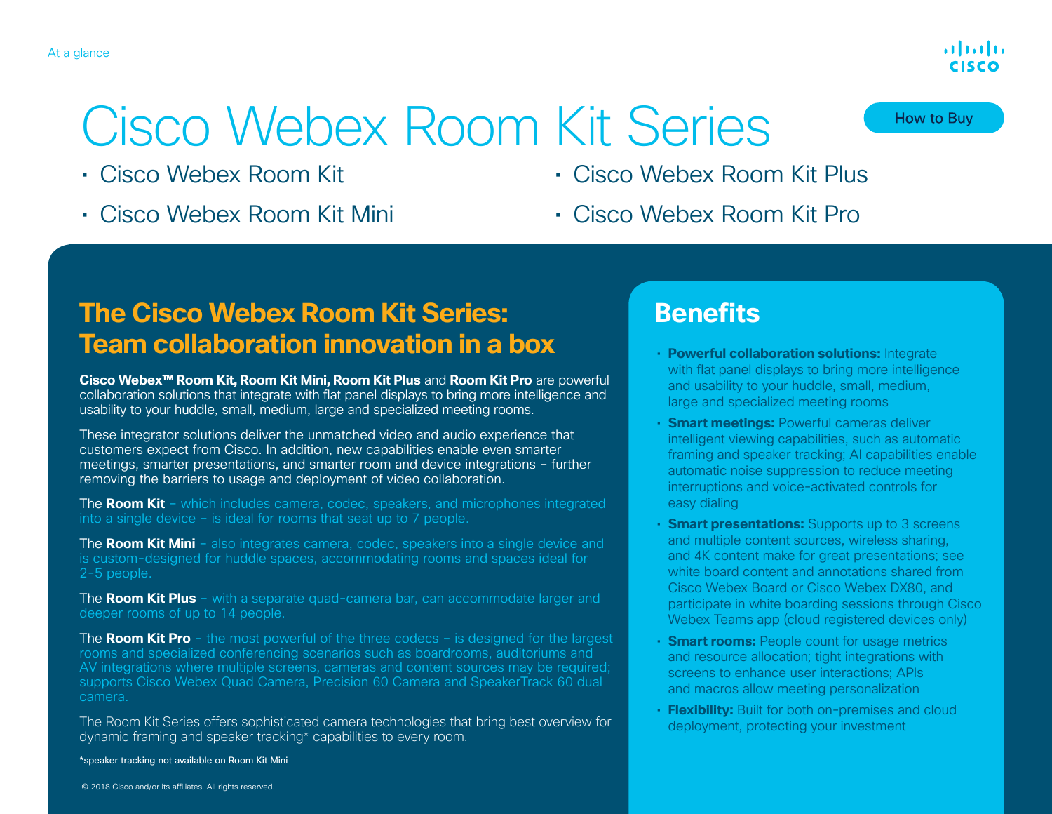At a glance

# Cisco Webex Room Kit Series

- Cisco Webex Room Kit
- Cisco Webex Room Kit Mini
- Cisco Webex Room Kit Plus
- Cisco Webex Room Kit Pro

How to Buy

## The Cisco Webex Room Kit Series: Team collaboration innovation in a box

**Cisco Webex™ Room Kit, Room Kit Mini, Room Kit Plus** and **Room Kit Pro** are powerful collaboration solutions that integrate with flat panel displays to bring more intelligence and usability to your huddle, small, medium, large and specialized meeting rooms.

These integrator solutions deliver the unmatched video and audio experience that customers expect from Cisco. In addition, new capabilities enable even smarter meetings, smarter presentations, and smarter room and device integrations – further removing the barriers to usage and deployment of video collaboration.

The **Room Kit** – which includes camera, codec, speakers, and microphones integrated into a single device – is ideal for rooms that seat up to 7 people.

The **Room Kit Mini** – also integrates camera, codec, speakers into a single device and is custom-designed for huddle spaces, accommodating rooms and spaces ideal for 2–5 people.

The **Room Kit Plus** – with a separate quad-camera bar, can accommodate larger and deeper rooms of up to 14 people.

The **Room Kit Pro** – the most powerful of the three codecs – is designed for the largest rooms and specialized conferencing scenarios such as boardrooms, auditoriums and AV integrations where multiple screens, cameras and content sources may be required; supports Cisco Webex Quad Camera, Precision 60 Camera and SpeakerTrack 60 dual camera.

The Room Kit Series offers sophisticated camera technologies that bring best overview for dynamic framing and speaker tracking* capabilities to every room.

*speaker tracking not available on Room Kit Mini

© 2018 Cisco and/or its affiliates. All rights reserved.

## Benefits

- **Powerful collaboration solutions:** Integrate with flat panel displays to bring more intelligence and usability to your huddle, small, medium, large and specialized meeting rooms
- **Smart meetings:** Powerful cameras deliver intelligent viewing capabilities, such as automatic framing and speaker tracking; AI capabilities enable automatic noise suppression to reduce meeting interruptions and voice-activated controls for easy dialing
- **Smart presentations:** Supports up to 3 screens and multiple content sources, wireless sharing, and 4K content make for great presentations; see white board content and annotations shared from Cisco Webex Board or Cisco Webex DX80, and participate in white boarding sessions through Cisco Webex Teams app (cloud registered devices only)
- **Smart rooms:** People count for usage metrics and resource allocation; tight integrations with screens to enhance user interactions; APIs and macros allow meeting personalization
- **Flexibility:** Built for both on-premises and cloud deployment, protecting your investment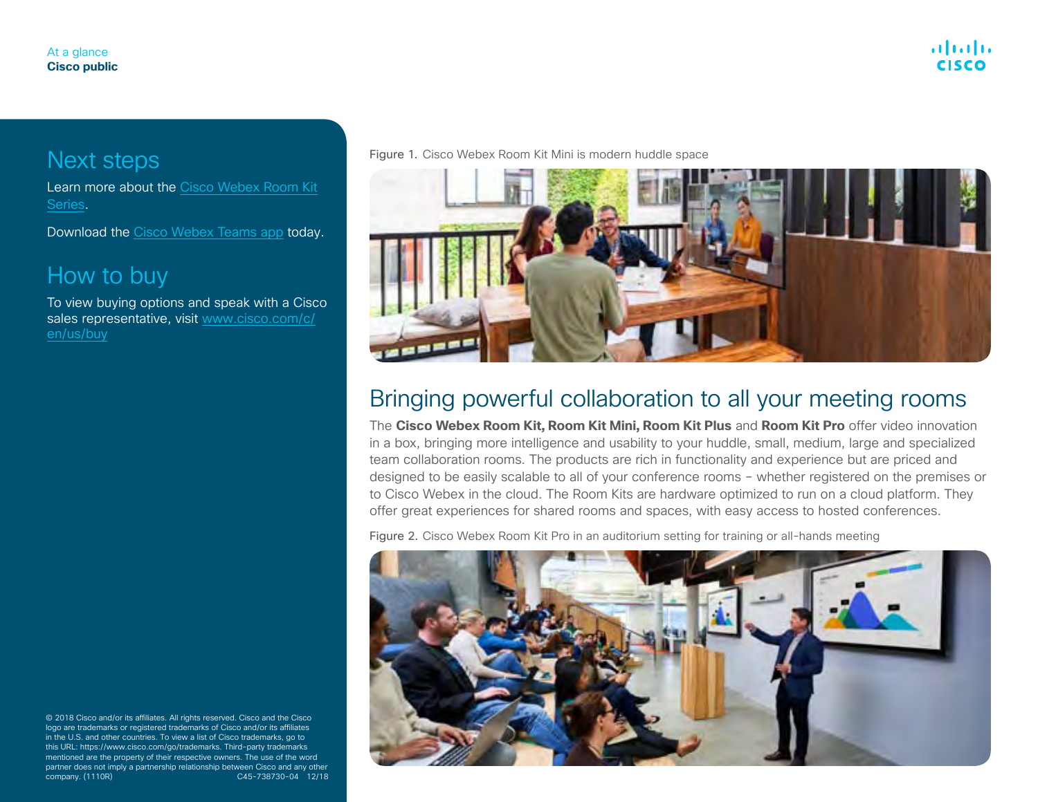## Next steps

Learn more about the Cisco Webex Room Kit Series.

Download the Cisco Webex Teams app today.

## How to buy

To view buying options and speak with a Cisco sales representative, visit www.cisco.com/c/en/us/buy

Figure 1. Cisco Webex Room Kit Mini is modern huddle space

## Bringing powerful collaboration to all your meeting rooms

The **Cisco Webex Room Kit, Room Kit Mini, Room Kit Plus** and **Room Kit Pro** offer video innovation in a box, bringing more intelligence and usability to your huddle, small, medium, large and specialized team collaboration rooms. The products are rich in functionality and experience but are priced and designed to be easily scalable to all of your conference rooms – whether registered on the premises or to Cisco Webex in the cloud. The Room Kits are hardware optimized to run on a cloud platform. They offer great experiences for shared rooms and spaces, with easy access to hosted conferences.

Figure 2. Cisco Webex Room Kit Pro in an auditorium setting for training or all-hands meeting

© 2018 Cisco and/or its affiliates. All rights reserved. Cisco and the Cisco logo are trademarks or registered trademarks of Cisco and/or its affiliates in the U.S. and other countries. To view a list of Cisco trademarks, go to this URL: https://www.cisco.com/go/trademarks. Third-party trademarks mentioned are the property of their respective owners. The use of the word partner does not imply a partnership relationship between Cisco and any other company. (1110R) C45-738730-04 12/18